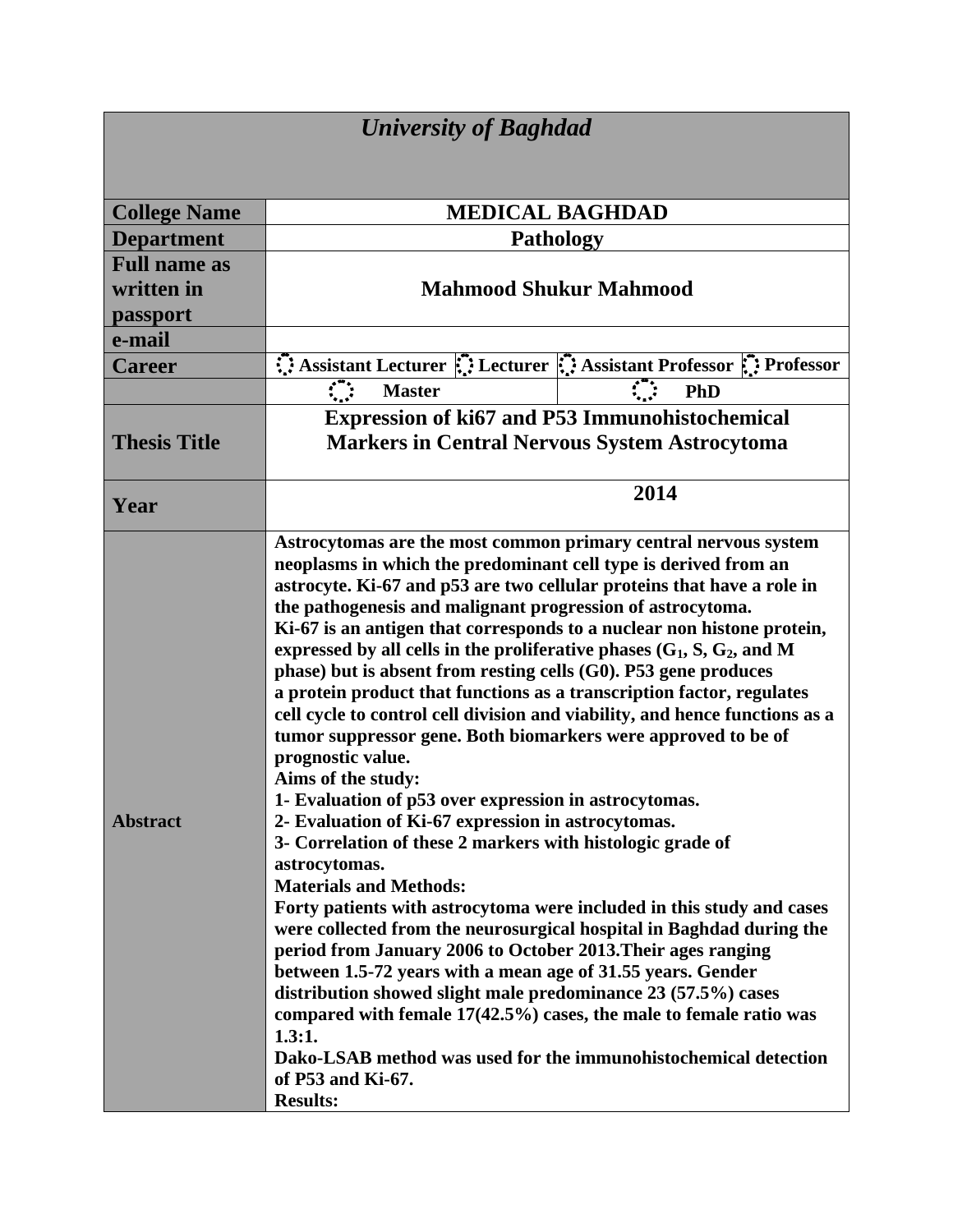| *University of Baghdad* | | | | |
|---|---|---|---|---|
| **College Name** | **MEDICAL BAGHDAD** | | | |
| **Department** | **Pathology** | | | |
| **Full name as written in passport** | **Mahmood Shukur Mahmood** | | | |
| **e-mail** | | | | |
| **Career** | **Assistant Lecturer** | **Lecturer** | **Assistant Professor** | **Professor** |
| | **Master** | | **PhD** | |
| **Thesis Title** | **Expression of ki67 and P53 Immunohistochemical Markers in Central Nervous System Astrocytoma** | | | |
| **Year** | **2014** | | | |
| **Abstract** | **Astrocytomas are the most common primary central nervous system neoplasms in which the predominant cell type is derived from an astrocyte. Ki-67 and p53 are two cellular proteins that have a role in the pathogenesis and malignant progression of astrocytoma.**<br>**Ki-67 is an antigen that corresponds to a nuclear non histone protein, expressed by all cells in the proliferative phases ($G_1$, S, $G_2$, and M phase) but is absent from resting cells (G0). P53 gene produces a protein product that functions as a transcription factor, regulates cell cycle to control cell division and viability, and hence functions as a tumor suppressor gene. Both biomarkers were approved to be of prognostic value.**<br>**Aims of the study:**<br>**1- Evaluation of p53 over expression in astrocytomas.**<br>**2- Evaluation of Ki-67 expression in astrocytomas.**<br>**3- Correlation of these 2 markers with histologic grade of astrocytomas.**<br>**Materials and Methods:**<br>**Forty patients with astrocytoma were included in this study and cases were collected from the neurosurgical hospital in Baghdad during the period from January 2006 to October 2013.Their ages ranging between 1.5-72 years with a mean age of 31.55 years. Gender distribution showed slight male predominance 23 (57.5%) cases compared with female 17(42.5%) cases, the male to female ratio was 1.3:1.**<br>**Dako-LSAB method was used for the immunohistochemical detection of P53 and Ki-67.**<br>**Results:** | | | |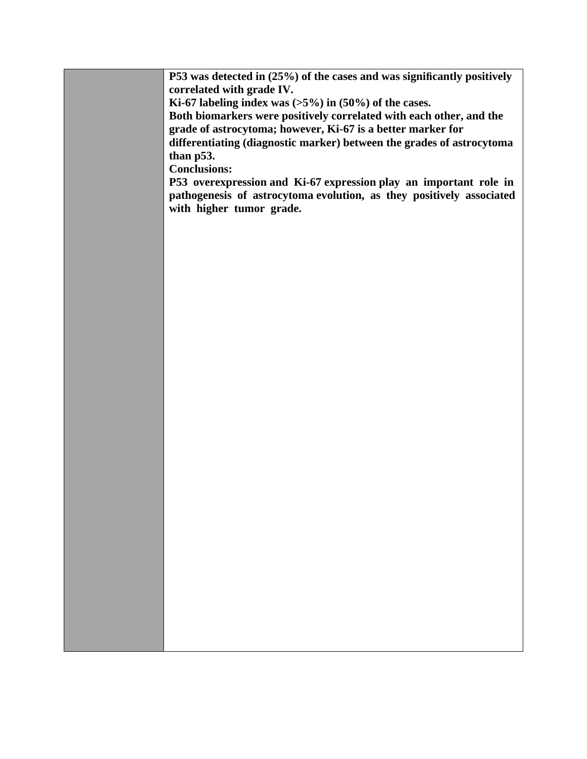**P53 was detected in (25%) of the cases and was significantly positively correlated with grade IV.**

**Ki-67 labeling index was (>5%) in (50%) of the cases.**

**Both biomarkers were positively correlated with each other, and the grade of astrocytoma; however, Ki-67 is a better marker for differentiating (diagnostic marker) between the grades of astrocytoma than p53.**

**Conclusions:**

**P53 overexpression and Ki-67 expression play an important role in pathogenesis of astrocytoma evolution, as they positively associated with higher tumor grade.**